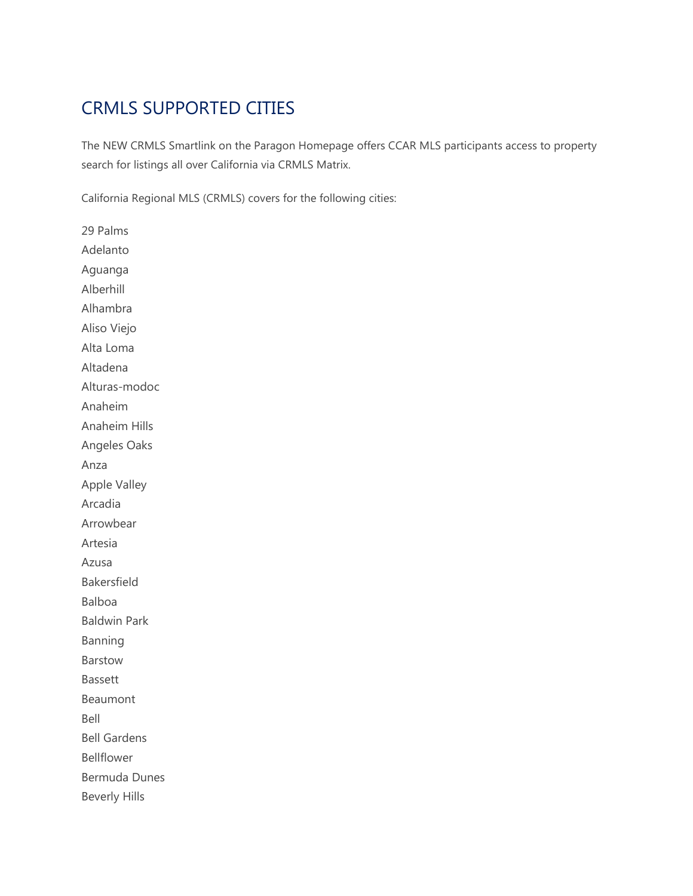# CRMLS SUPPORTED CITIES

The NEW CRMLS Smartlink on the Paragon Homepage offers CCAR MLS participants access to property search for listings all over California via CRMLS Matrix.

California Regional MLS (CRMLS) covers for the following cities:

29 Palms
Adelanto
Aguanga
Alberhill
Alhambra
Aliso Viejo
Alta Loma
Altadena
Alturas-modoc
Anaheim
Anaheim Hills
Angeles Oaks
Anza
Apple Valley
Arcadia
Arrowbear
Artesia
Azusa
Bakersfield
Balboa
Baldwin Park
Banning
Barstow
Bassett
Beaumont
Bell
Bell Gardens
Bellflower
Bermuda Dunes
Beverly Hills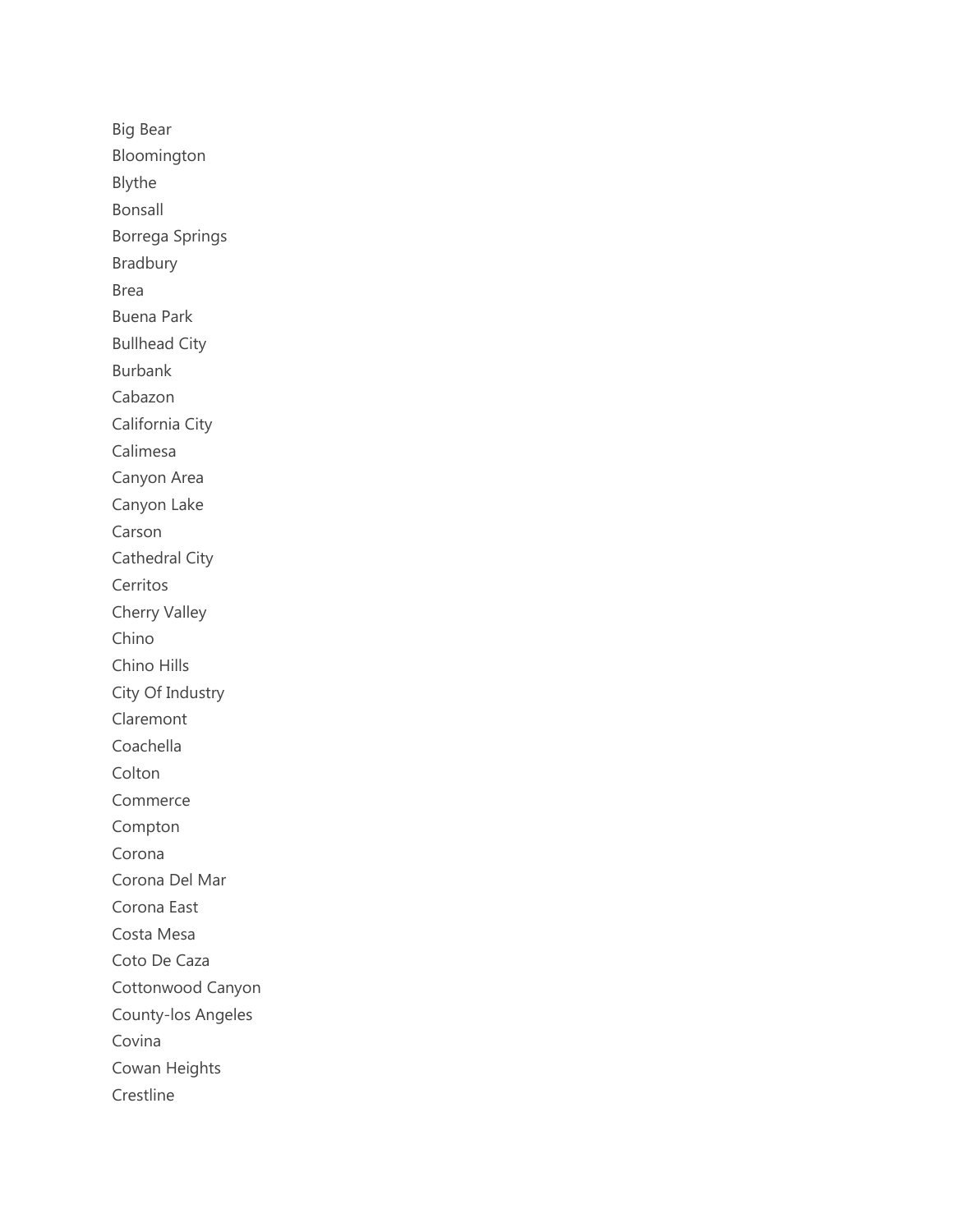Big Bear
Bloomington
Blythe
Bonsall
Borrega Springs
Bradbury
Brea
Buena Park
Bullhead City
Burbank
Cabazon
California City
Calimesa
Canyon Area
Canyon Lake
Carson
Cathedral City
Cerritos
Cherry Valley
Chino
Chino Hills
City Of Industry
Claremont
Coachella
Colton
Commerce
Compton
Corona
Corona Del Mar
Corona East
Costa Mesa
Coto De Caza
Cottonwood Canyon
County-los Angeles
Covina
Cowan Heights
Crestline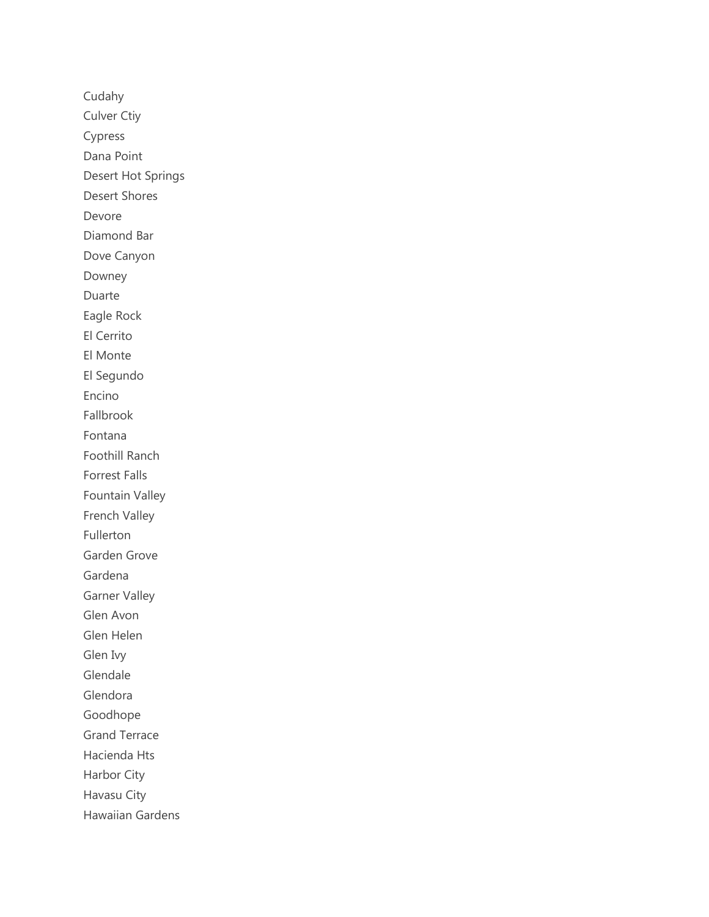Cudahy

Culver Ctiy

Cypress

Dana Point

Desert Hot Springs

Desert Shores

Devore

Diamond Bar

Dove Canyon

Downey

Duarte

Eagle Rock

El Cerrito

El Monte

El Segundo

Encino

Fallbrook

Fontana

Foothill Ranch

Forrest Falls

Fountain Valley

French Valley

Fullerton

Garden Grove

Gardena

Garner Valley

Glen Avon

Glen Helen

Glen Ivy

Glendale

Glendora

Goodhope

Grand Terrace

Hacienda Hts

Harbor City

Havasu City

Hawaiian Gardens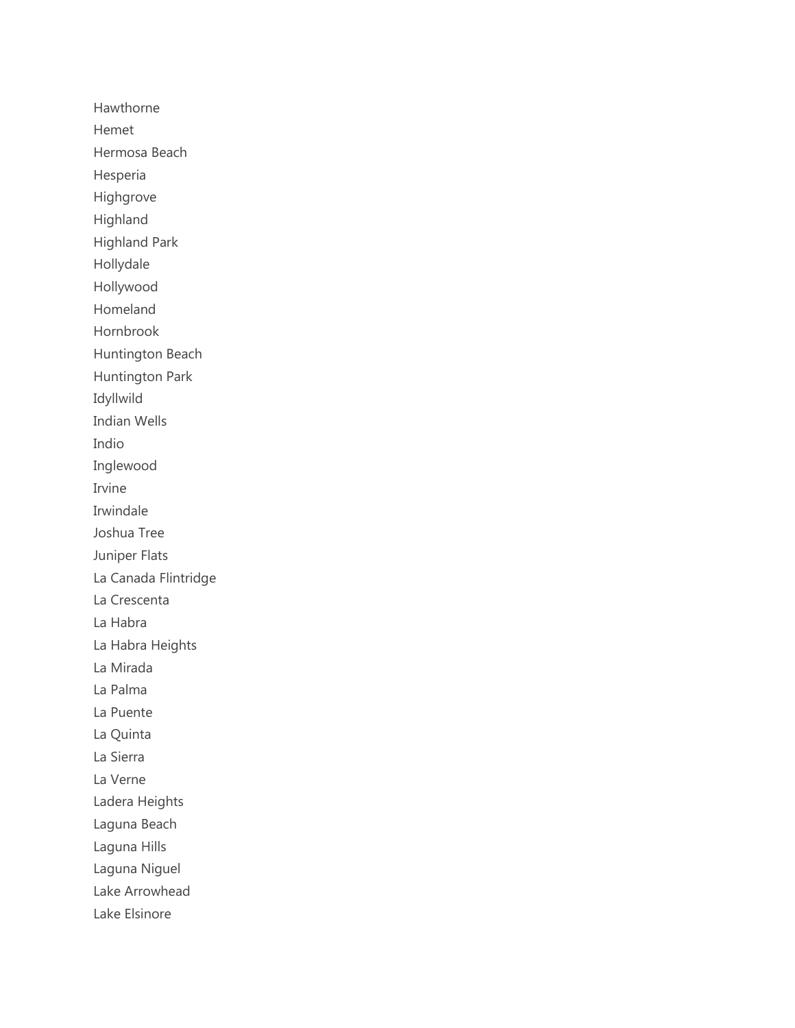Hawthorne

Hemet

Hermosa Beach

Hesperia

Highgrove

Highland

Highland Park

Hollydale

Hollywood

Homeland

Hornbrook

Huntington Beach

Huntington Park

Idyllwild

Indian Wells

Indio

Inglewood

Irvine

Irwindale

Joshua Tree

Juniper Flats

La Canada Flintridge

La Crescenta

La Habra

La Habra Heights

La Mirada

La Palma

La Puente

La Quinta

La Sierra

La Verne

Ladera Heights

Laguna Beach

Laguna Hills

Laguna Niguel

Lake Arrowhead

Lake Elsinore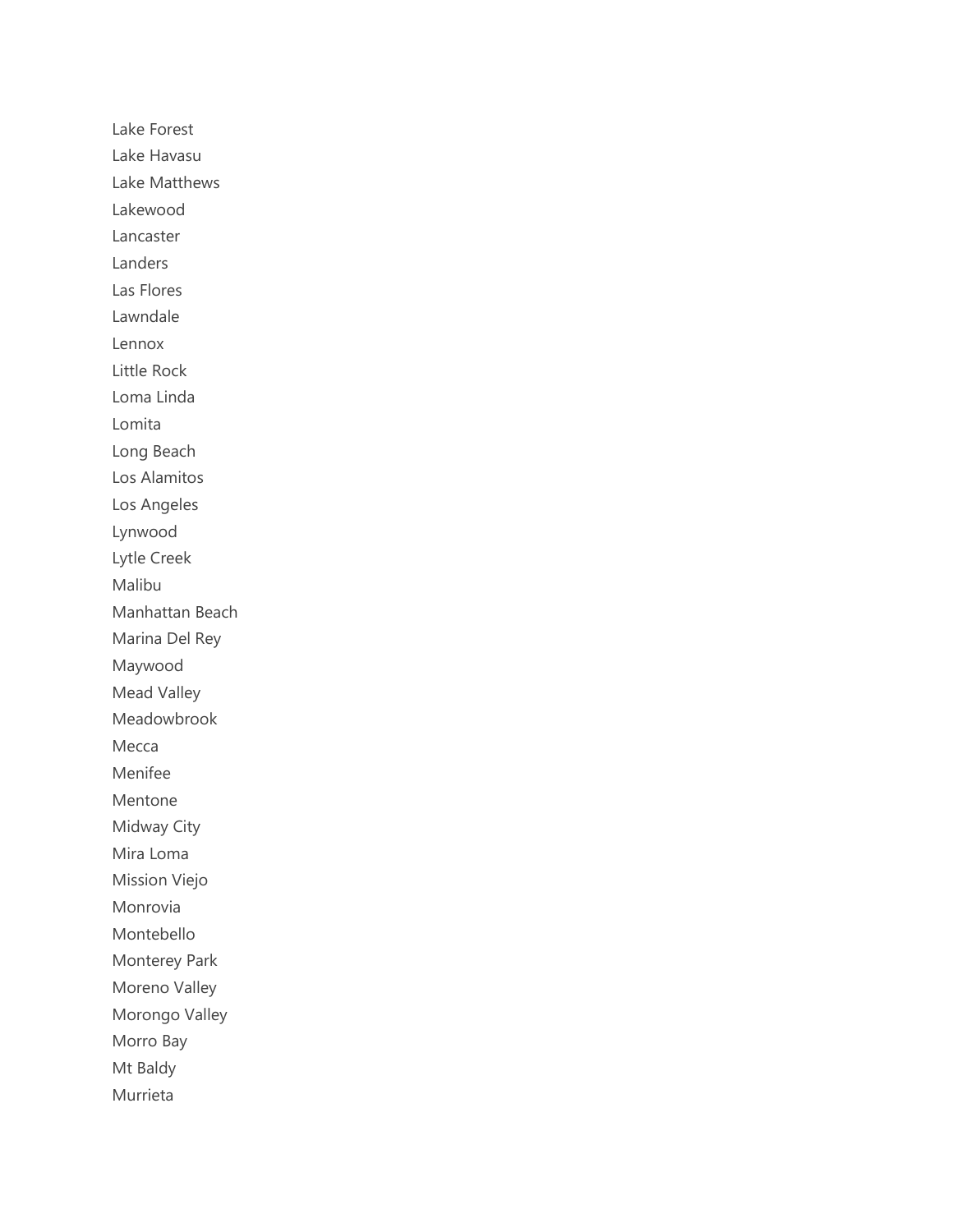Lake Forest

Lake Havasu

Lake Matthews

Lakewood

Lancaster

Landers

Las Flores

Lawndale

Lennox

Little Rock

Loma Linda

Lomita

Long Beach

Los Alamitos

Los Angeles

Lynwood

Lytle Creek

Malibu

Manhattan Beach

Marina Del Rey

Maywood

Mead Valley

Meadowbrook

Mecca

Menifee

Mentone

Midway City

Mira Loma

Mission Viejo

Monrovia

Montebello

Monterey Park

Moreno Valley

Morongo Valley

Morro Bay

Mt Baldy

Murrieta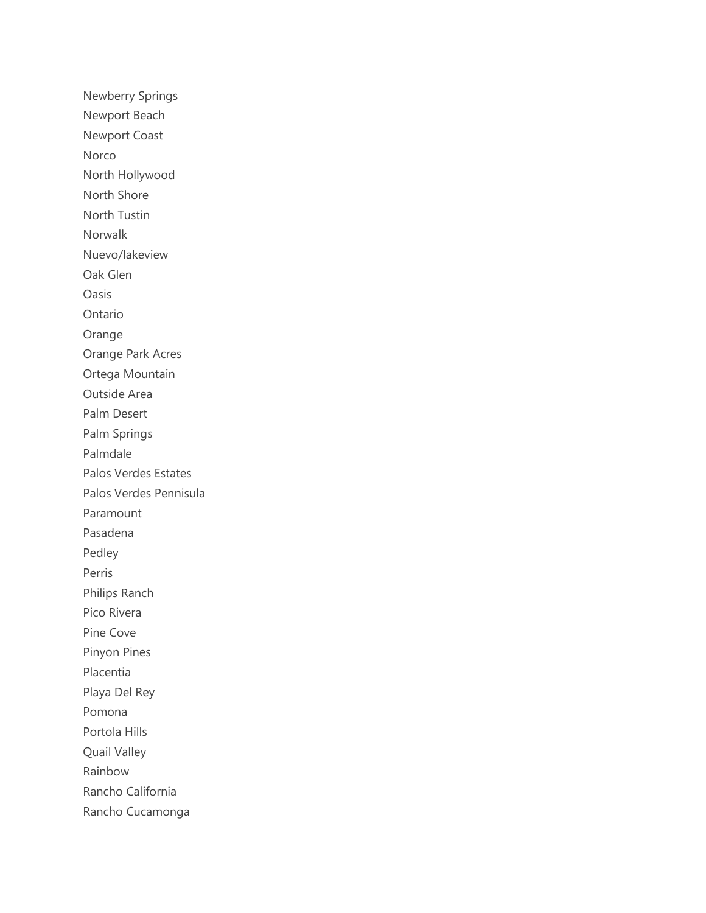Newberry Springs

Newport Beach

Newport Coast

Norco

North Hollywood

North Shore

North Tustin

Norwalk

Nuevo/lakeview

Oak Glen

Oasis

Ontario

Orange

Orange Park Acres

Ortega Mountain

Outside Area

Palm Desert

Palm Springs

Palmdale

Palos Verdes Estates

Palos Verdes Pennisula

Paramount

Pasadena

Pedley

Perris

Philips Ranch

Pico Rivera

Pine Cove

Pinyon Pines

Placentia

Playa Del Rey

Pomona

Portola Hills

Quail Valley

Rainbow

Rancho California

Rancho Cucamonga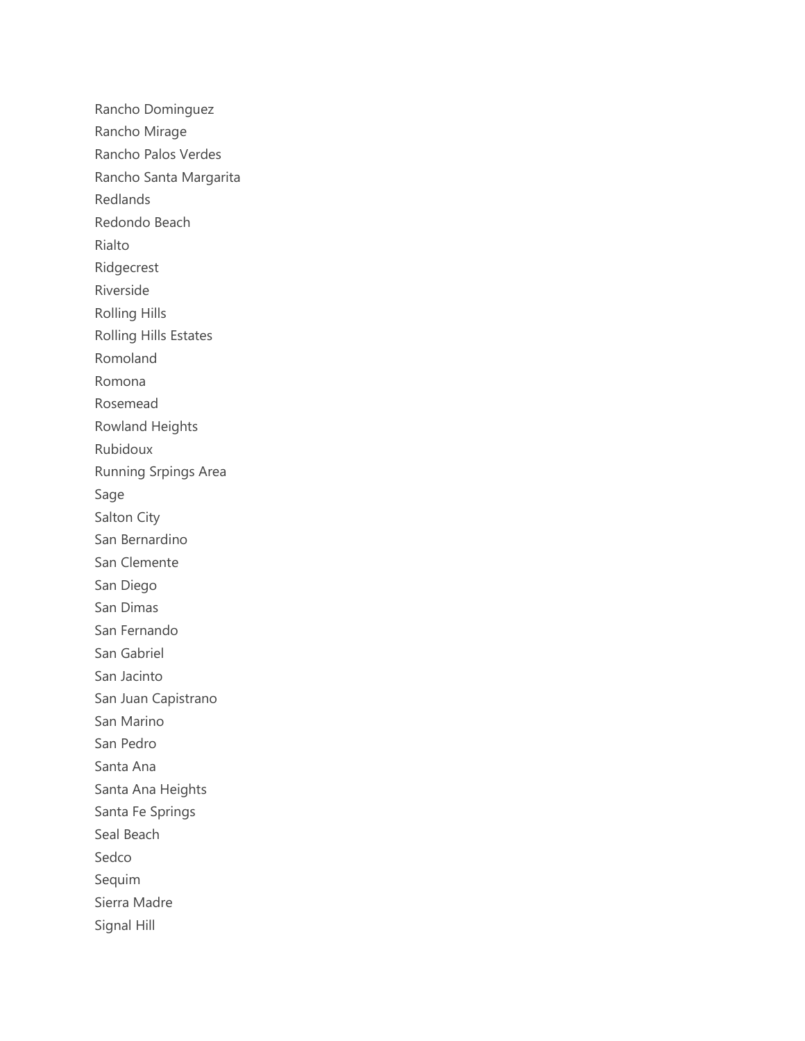Rancho Dominguez
Rancho Mirage
Rancho Palos Verdes
Rancho Santa Margarita
Redlands
Redondo Beach
Rialto
Ridgecrest
Riverside
Rolling Hills
Rolling Hills Estates
Romoland
Romona
Rosemead
Rowland Heights
Rubidoux
Running Srpings Area
Sage
Salton City
San Bernardino
San Clemente
San Diego
San Dimas
San Fernando
San Gabriel
San Jacinto
San Juan Capistrano
San Marino
San Pedro
Santa Ana
Santa Ana Heights
Santa Fe Springs
Seal Beach
Sedco
Sequim
Sierra Madre
Signal Hill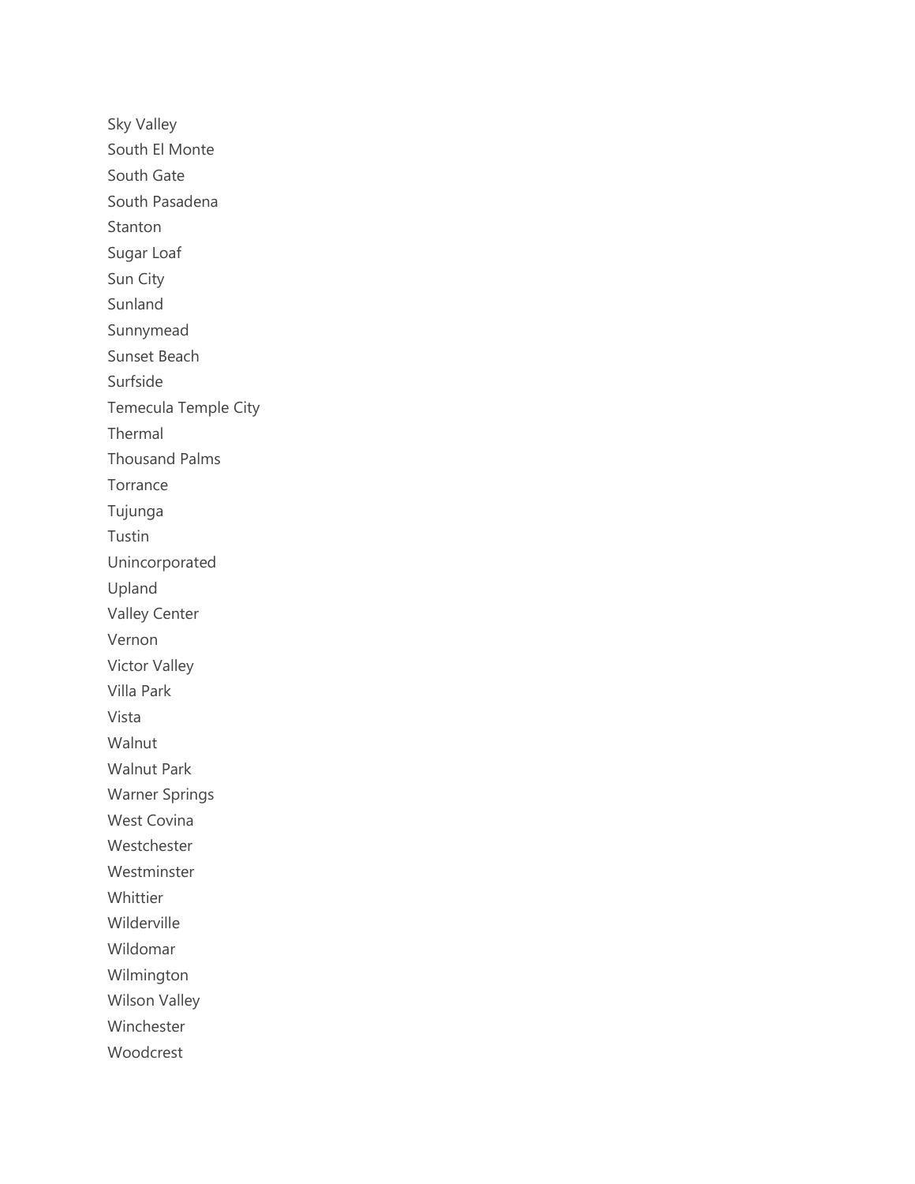Sky Valley

South El Monte

South Gate

South Pasadena

Stanton

Sugar Loaf

Sun City

Sunland

Sunnymead

Sunset Beach

Surfside

Temecula Temple City

Thermal

Thousand Palms

Torrance

Tujunga

Tustin

Unincorporated

Upland

Valley Center

Vernon

Victor Valley

Villa Park

Vista

Walnut

Walnut Park

Warner Springs

West Covina

Westchester

Westminster

Whittier

Wilderville

Wildomar

Wilmington

Wilson Valley

Winchester

Woodcrest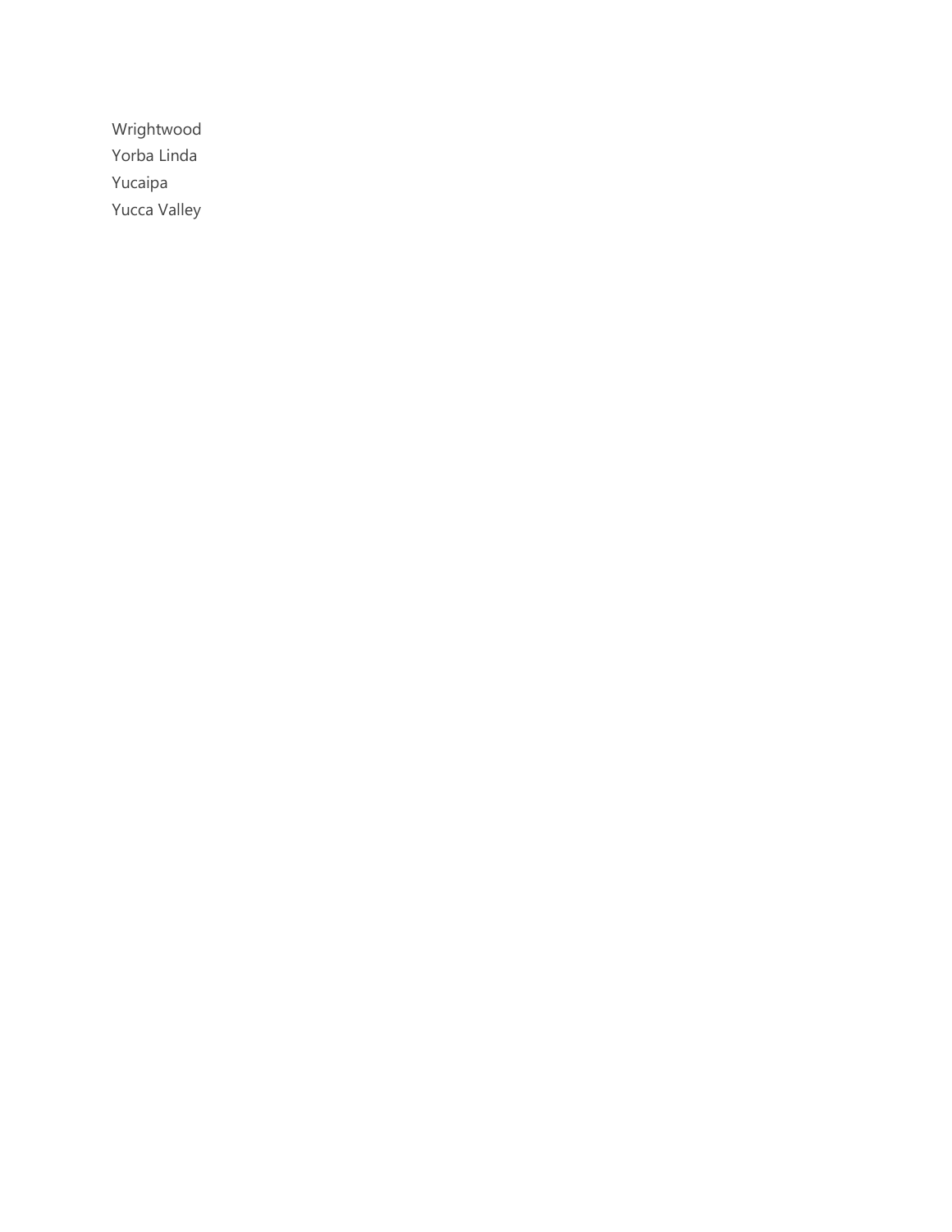Wrightwood
Yorba Linda
Yucaipa
Yucca Valley